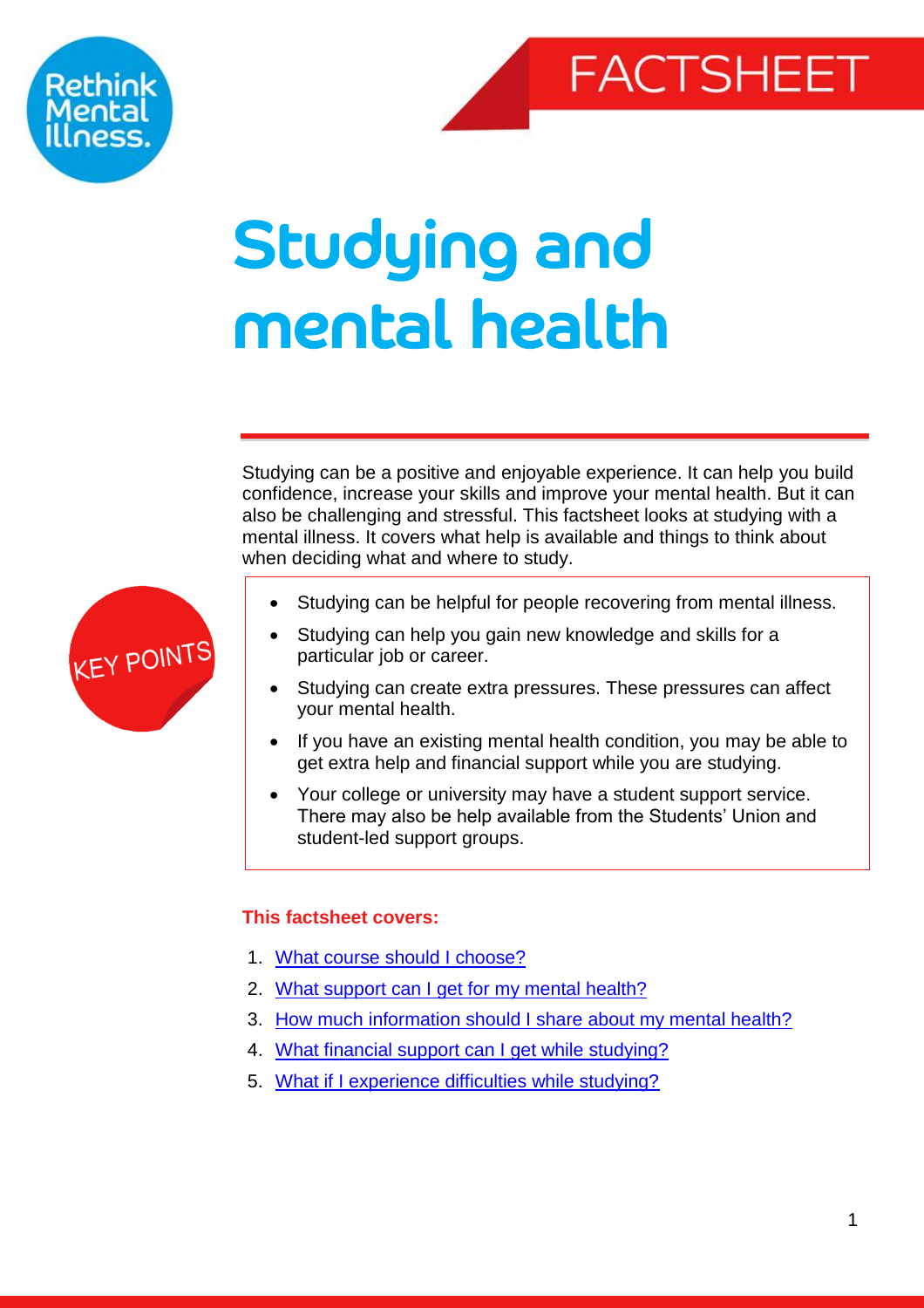Rethink Mental Illness.

FACTSHEET

# Studying and mental health

Studying can be a positive and enjoyable experience. It can help you build confidence, increase your skills and improve your mental health. But it can also be challenging and stressful. This factsheet looks at studying with a mental illness. It covers what help is available and things to think about when deciding what and where to study.

**KEY POINTS**

- Studying can be helpful for people recovering from mental illness.
- Studying can help you gain new knowledge and skills for a particular job or career.
- Studying can create extra pressures. These pressures can affect your mental health.
- If you have an existing mental health condition, you may be able to get extra help and financial support while you are studying.
- Your college or university may have a student support service. There may also be help available from the Students' Union and student-led support groups.

**This factsheet covers:**

1. What course should I choose?
2. What support can I get for my mental health?
3. How much information should I share about my mental health?
4. What financial support can I get while studying?
5. What if I experience difficulties while studying?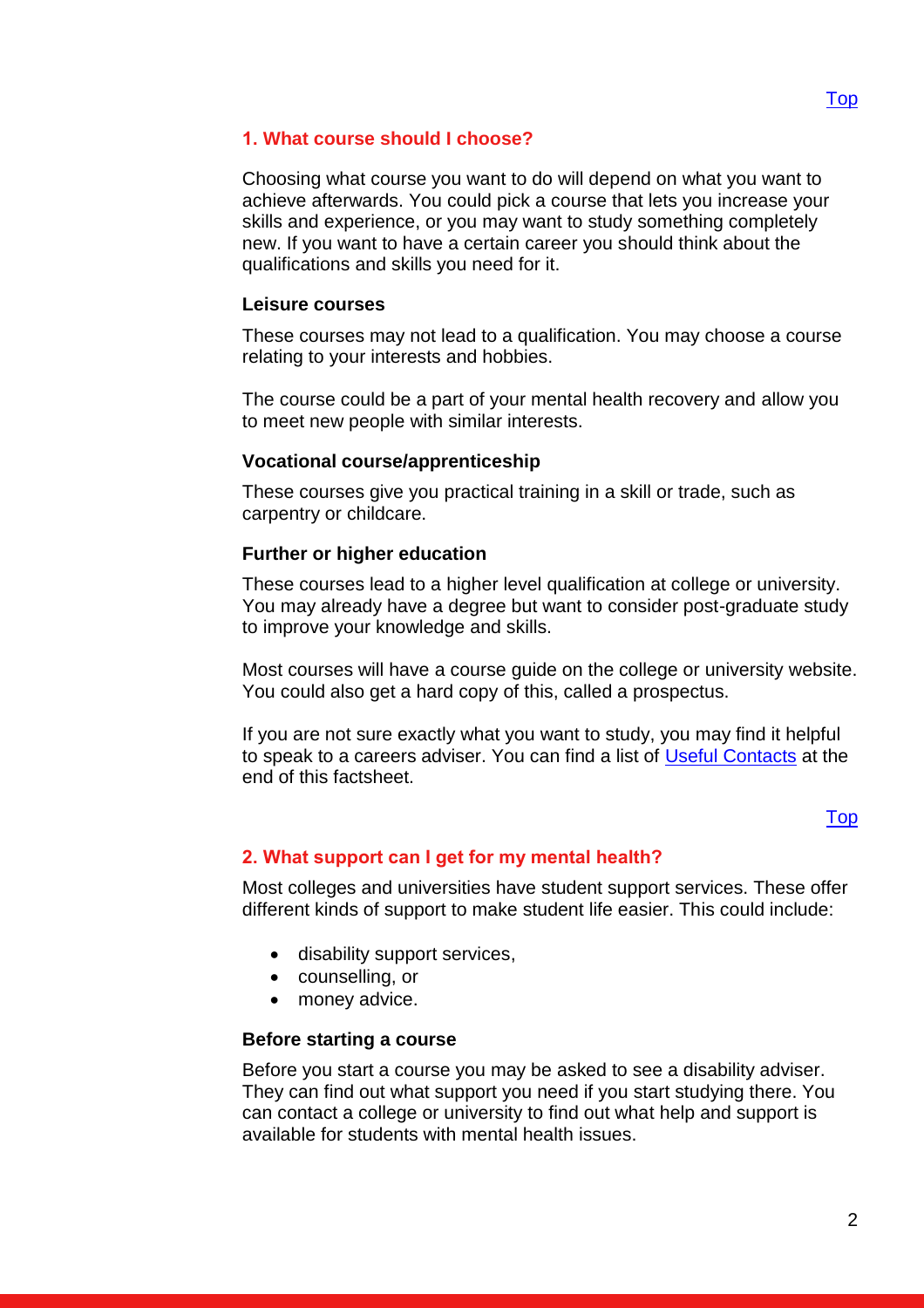[Top]

## 1. What course should I choose?

Choosing what course you want to do will depend on what you want to achieve afterwards. You could pick a course that lets you increase your skills and experience, or you may want to study something completely new. If you want to have a certain career you should think about the qualifications and skills you need for it.

### Leisure courses

These courses may not lead to a qualification. You may choose a course relating to your interests and hobbies.

The course could be a part of your mental health recovery and allow you to meet new people with similar interests.

### Vocational course/apprenticeship

These courses give you practical training in a skill or trade, such as carpentry or childcare.

### Further or higher education

These courses lead to a higher level qualification at college or university. You may already have a degree but want to consider post-graduate study to improve your knowledge and skills.

Most courses will have a course guide on the college or university website. You could also get a hard copy of this, called a prospectus.

If you are not sure exactly what you want to study, you may find it helpful to speak to a careers adviser. You can find a list of Useful Contacts at the end of this factsheet.

[Top]

## 2. What support can I get for my mental health?

Most colleges and universities have student support services. These offer different kinds of support to make student life easier. This could include:

- disability support services,
- counselling, or
- money advice.

### Before starting a course

Before you start a course you may be asked to see a disability adviser. They can find out what support you need if you start studying there. You can contact a college or university to find out what help and support is available for students with mental health issues.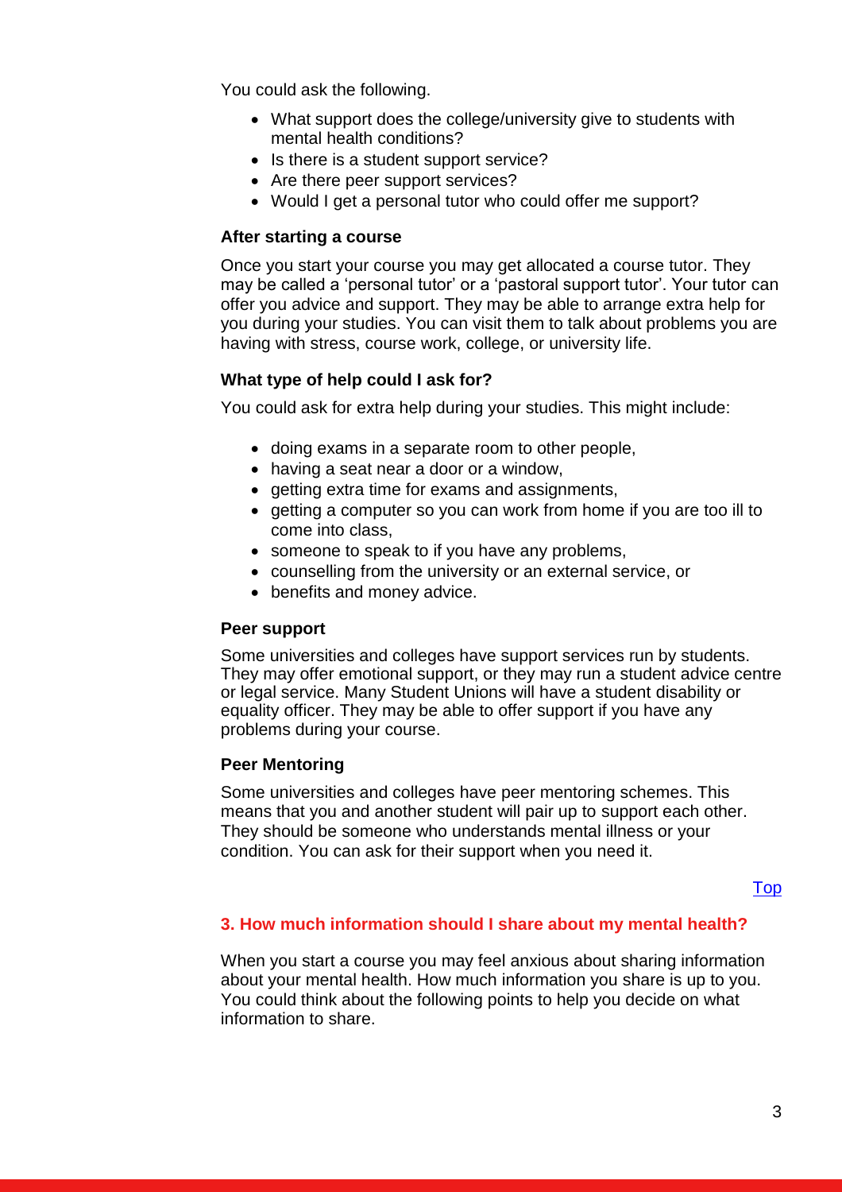You could ask the following.

- What support does the college/university give to students with mental health conditions?
- Is there is a student support service?
- Are there peer support services?
- Would I get a personal tutor who could offer me support?

### After starting a course

Once you start your course you may get allocated a course tutor. They may be called a 'personal tutor' or a 'pastoral support tutor'. Your tutor can offer you advice and support. They may be able to arrange extra help for you during your studies. You can visit them to talk about problems you are having with stress, course work, college, or university life.

### What type of help could I ask for?

You could ask for extra help during your studies. This might include:

- doing exams in a separate room to other people,
- having a seat near a door or a window,
- getting extra time for exams and assignments,
- getting a computer so you can work from home if you are too ill to come into class,
- someone to speak to if you have any problems,
- counselling from the university or an external service, or
- benefits and money advice.

### Peer support

Some universities and colleges have support services run by students. They may offer emotional support, or they may run a student advice centre or legal service. Many Student Unions will have a student disability or equality officer. They may be able to offer support if you have any problems during your course.

### Peer Mentoring

Some universities and colleges have peer mentoring schemes. This means that you and another student will pair up to support each other. They should be someone who understands mental illness or your condition. You can ask for their support when you need it.

Top

## 3. How much information should I share about my mental health?

When you start a course you may feel anxious about sharing information about your mental health. How much information you share is up to you. You could think about the following points to help you decide on what information to share.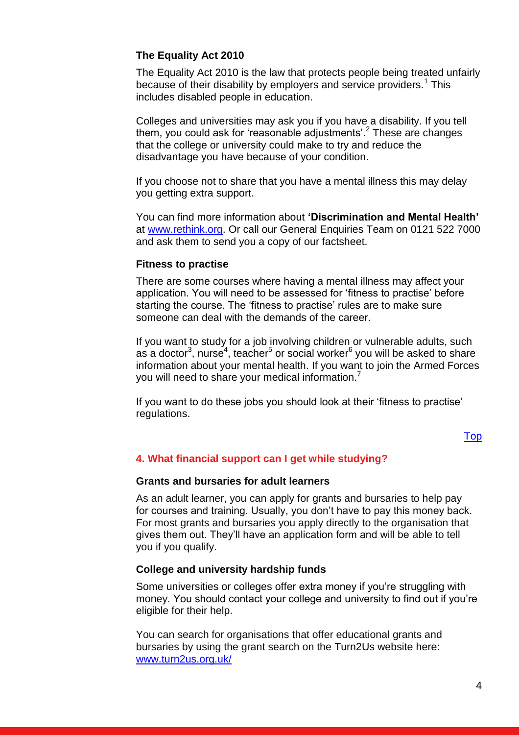### The Equality Act 2010

The Equality Act 2010 is the law that protects people being treated unfairly because of their disability by employers and service providers.[1] This includes disabled people in education.

Colleges and universities may ask you if you have a disability. If you tell them, you could ask for 'reasonable adjustments'.[2] These are changes that the college or university could make to try and reduce the disadvantage you have because of your condition.

If you choose not to share that you have a mental illness this may delay you getting extra support.

You can find more information about **'Discrimination and Mental Health'** at www.rethink.org. Or call our General Enquiries Team on 0121 522 7000 and ask them to send you a copy of our factsheet.

### Fitness to practise

There are some courses where having a mental illness may affect your application. You will need to be assessed for 'fitness to practise' before starting the course. The 'fitness to practise' rules are to make sure someone can deal with the demands of the career.

If you want to study for a job involving children or vulnerable adults, such as a doctor[3], nurse[4], teacher[5] or social worker[6] you will be asked to share information about your mental health. If you want to join the Armed Forces you will need to share your medical information.[7]

If you want to do these jobs you should look at their 'fitness to practise' regulations.

Top

## 4. What financial support can I get while studying?

### Grants and bursaries for adult learners

As an adult learner, you can apply for grants and bursaries to help pay for courses and training. Usually, you don't have to pay this money back. For most grants and bursaries you apply directly to the organisation that gives them out. They'll have an application form and will be able to tell you if you qualify.

### College and university hardship funds

Some universities or colleges offer extra money if you're struggling with money. You should contact your college and university to find out if you're eligible for their help.

You can search for organisations that offer educational grants and bursaries by using the grant search on the Turn2Us website here: www.turn2us.org.uk/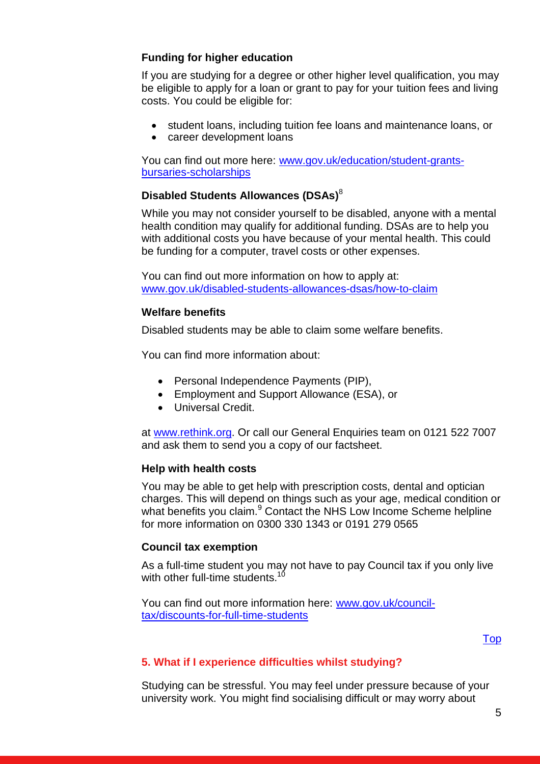### Funding for higher education

If you are studying for a degree or other higher level qualification, you may be eligible to apply for a loan or grant to pay for your tuition fees and living costs. You could be eligible for:

- student loans, including tuition fee loans and maintenance loans, or
- career development loans

You can find out more here: [www.gov.uk/education/student-grants-bursaries-scholarships](www.gov.uk/education/student-grants-bursaries-scholarships)

### Disabled Students Allowances (DSAs)[8]

While you may not consider yourself to be disabled, anyone with a mental health condition may qualify for additional funding. DSAs are to help you with additional costs you have because of your mental health. This could be funding for a computer, travel costs or other expenses.

You can find out more information on how to apply at: [www.gov.uk/disabled-students-allowances-dsas/how-to-claim](www.gov.uk/disabled-students-allowances-dsas/how-to-claim)

### Welfare benefits

Disabled students may be able to claim some welfare benefits.

You can find more information about:

- Personal Independence Payments (PIP),
- Employment and Support Allowance (ESA), or
- Universal Credit.

at [www.rethink.org](www.rethink.org). Or call our General Enquiries team on 0121 522 7007 and ask them to send you a copy of our factsheet.

### Help with health costs

You may be able to get help with prescription costs, dental and optician charges. This will depend on things such as your age, medical condition or what benefits you claim.[9] Contact the NHS Low Income Scheme helpline for more information on 0300 330 1343 or 0191 279 0565

### Council tax exemption

As a full-time student you may not have to pay Council tax if you only live with other full-time students.[10]

You can find out more information here: [www.gov.uk/council-tax/discounts-for-full-time-students](www.gov.uk/council-tax/discounts-for-full-time-students)

Top

## 5. What if I experience difficulties whilst studying?

Studying can be stressful. You may feel under pressure because of your university work. You might find socialising difficult or may worry about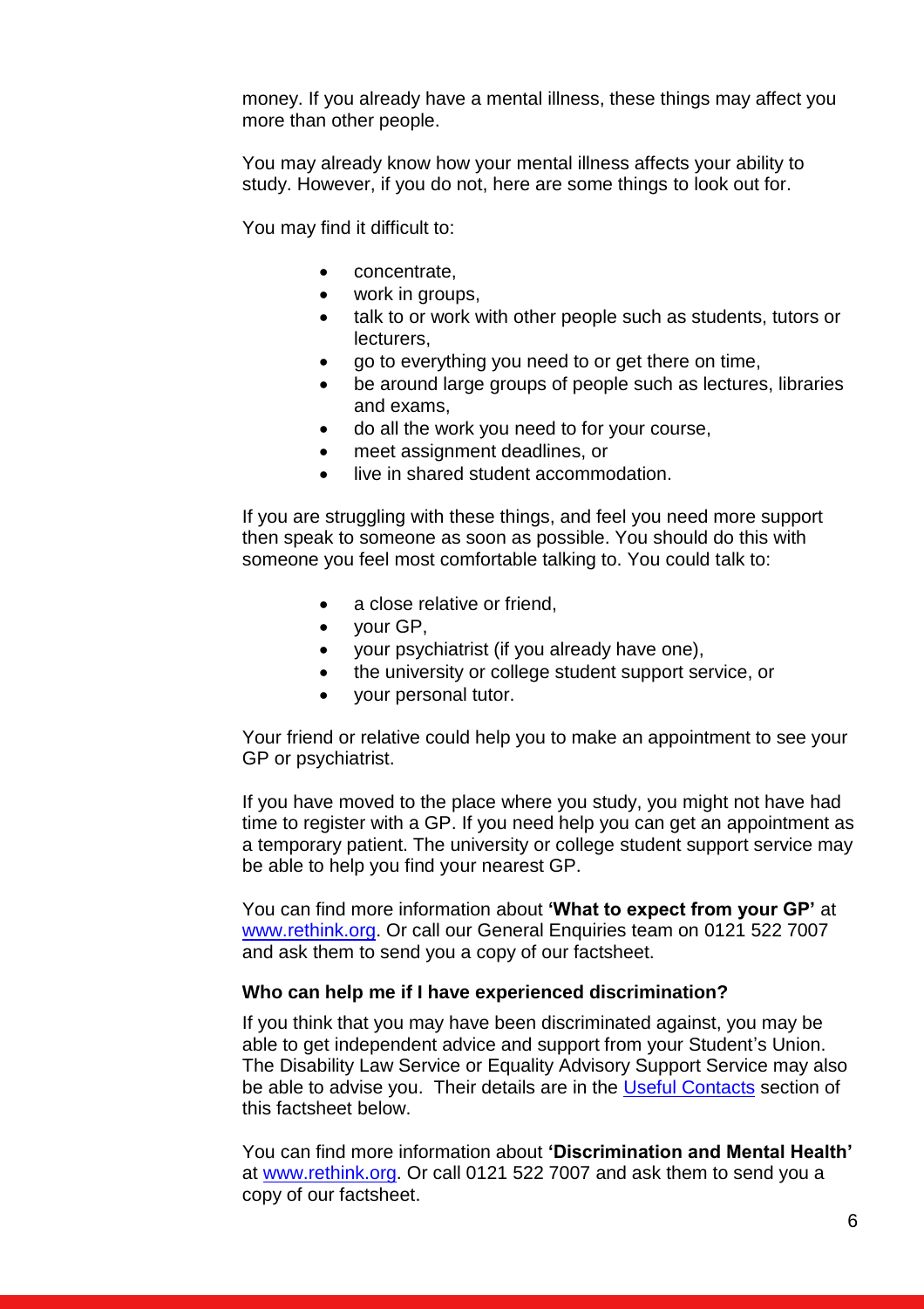money. If you already have a mental illness, these things may affect you more than other people.

You may already know how your mental illness affects your ability to study. However, if you do not, here are some things to look out for.

You may find it difficult to:

- concentrate,
- work in groups,
- talk to or work with other people such as students, tutors or lecturers,
- go to everything you need to or get there on time,
- be around large groups of people such as lectures, libraries and exams,
- do all the work you need to for your course,
- meet assignment deadlines, or
- live in shared student accommodation.

If you are struggling with these things, and feel you need more support then speak to someone as soon as possible. You should do this with someone you feel most comfortable talking to. You could talk to:

- a close relative or friend,
- your GP,
- your psychiatrist (if you already have one),
- the university or college student support service, or
- your personal tutor.

Your friend or relative could help you to make an appointment to see your GP or psychiatrist.

If you have moved to the place where you study, you might not have had time to register with a GP. If you need help you can get an appointment as a temporary patient. The university or college student support service may be able to help you find your nearest GP.

You can find more information about **'What to expect from your GP'** at [www.rethink.org](www.rethink.org). Or call our General Enquiries team on 0121 522 7007 and ask them to send you a copy of our factsheet.

**Who can help me if I have experienced discrimination?**

If you think that you may have been discriminated against, you may be able to get independent advice and support from your Student's Union. The Disability Law Service or Equality Advisory Support Service may also be able to advise you. Their details are in the Useful Contacts section of this factsheet below.

You can find more information about **'Discrimination and Mental Health'** at [www.rethink.org](www.rethink.org). Or call 0121 522 7007 and ask them to send you a copy of our factsheet.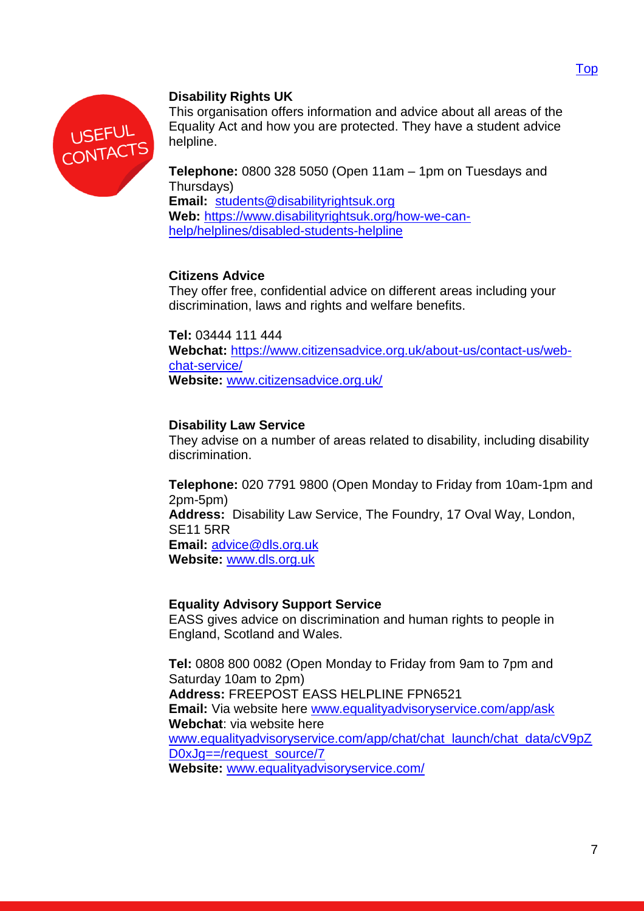[Top]

# USEFUL CONTACTS

**Disability Rights UK**

This organisation offers information and advice about all areas of the Equality Act and how you are protected. They have a student advice helpline.

**Telephone:** 0800 328 5050 (Open 11am – 1pm on Tuesdays and Thursdays)
**Email:** students@disabilityrightsuk.org
**Web:** https://www.disabilityrightsuk.org/how-we-can-help/helplines/disabled-students-helpline

**Citizens Advice**

They offer free, confidential advice on different areas including your discrimination, laws and rights and welfare benefits.

**Tel:** 03444 111 444
**Webchat:** https://www.citizensadvice.org.uk/about-us/contact-us/web-chat-service/
**Website:** www.citizensadvice.org.uk/

**Disability Law Service**

They advise on a number of areas related to disability, including disability discrimination.

**Telephone:** 020 7791 9800 (Open Monday to Friday from 10am-1pm and 2pm-5pm)
**Address:** Disability Law Service, The Foundry, 17 Oval Way, London, SE11 5RR
**Email:** advice@dls.org.uk
**Website:** www.dls.org.uk

**Equality Advisory Support Service**

EASS gives advice on discrimination and human rights to people in England, Scotland and Wales.

**Tel:** 0808 800 0082 (Open Monday to Friday from 9am to 7pm and Saturday 10am to 2pm)
**Address:** FREEPOST EASS HELPLINE FPN6521
**Email:** Via website here www.equalityadvisoryservice.com/app/ask
**Webchat**: via website here www.equalityadvisoryservice.com/app/chat/chat_launch/chat_data/cV9pZD0xJg==/request_source/7
**Website:** www.equalityadvisoryservice.com/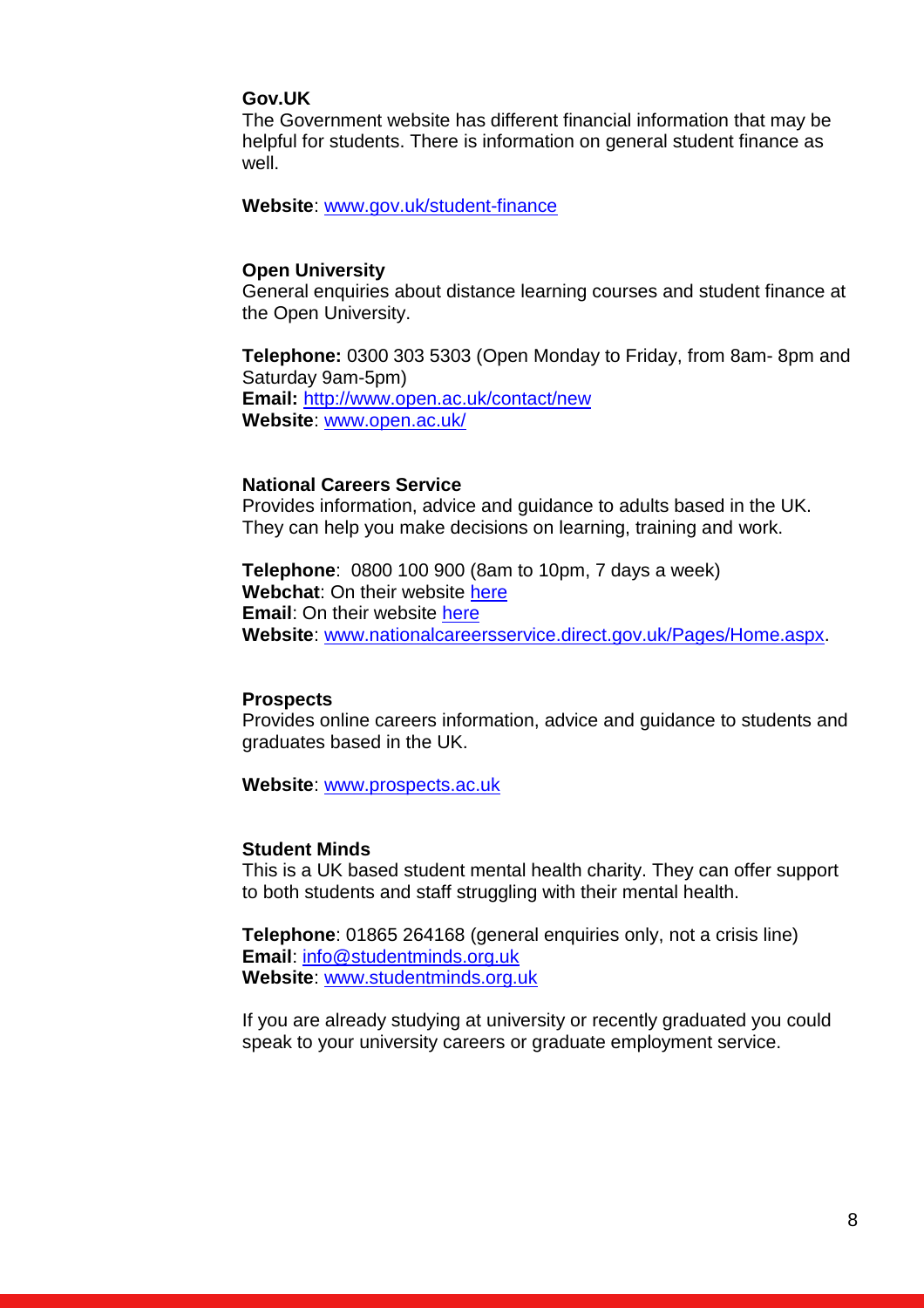**Gov.UK**
The Government website has different financial information that may be helpful for students. There is information on general student finance as well.

**Website**: [www.gov.uk/student-finance](www.gov.uk/student-finance)

**Open University**
General enquiries about distance learning courses and student finance at the Open University.

**Telephone:** 0300 303 5303 (Open Monday to Friday, from 8am- 8pm and Saturday 9am-5pm)
**Email:** [http://www.open.ac.uk/contact/new](http://www.open.ac.uk/contact/new)
**Website**: [www.open.ac.uk/](www.open.ac.uk/)

**National Careers Service**
Provides information, advice and guidance to adults based in the UK. They can help you make decisions on learning, training and work.

**Telephone**: 0800 100 900 (8am to 10pm, 7 days a week)
**Webchat**: On their website here
**Email**: On their website here
**Website**: [www.nationalcareersservice.direct.gov.uk/Pages/Home.aspx](www.nationalcareersservice.direct.gov.uk/Pages/Home.aspx).

**Prospects**
Provides online careers information, advice and guidance to students and graduates based in the UK.

**Website**: [www.prospects.ac.uk](www.prospects.ac.uk)

**Student Minds**
This is a UK based student mental health charity. They can offer support to both students and staff struggling with their mental health.

**Telephone**: 01865 264168 (general enquiries only, not a crisis line)
**Email**: [info@studentminds.org.uk](mailto:info@studentminds.org.uk)
**Website**: [www.studentminds.org.uk](www.studentminds.org.uk)

If you are already studying at university or recently graduated you could speak to your university careers or graduate employment service.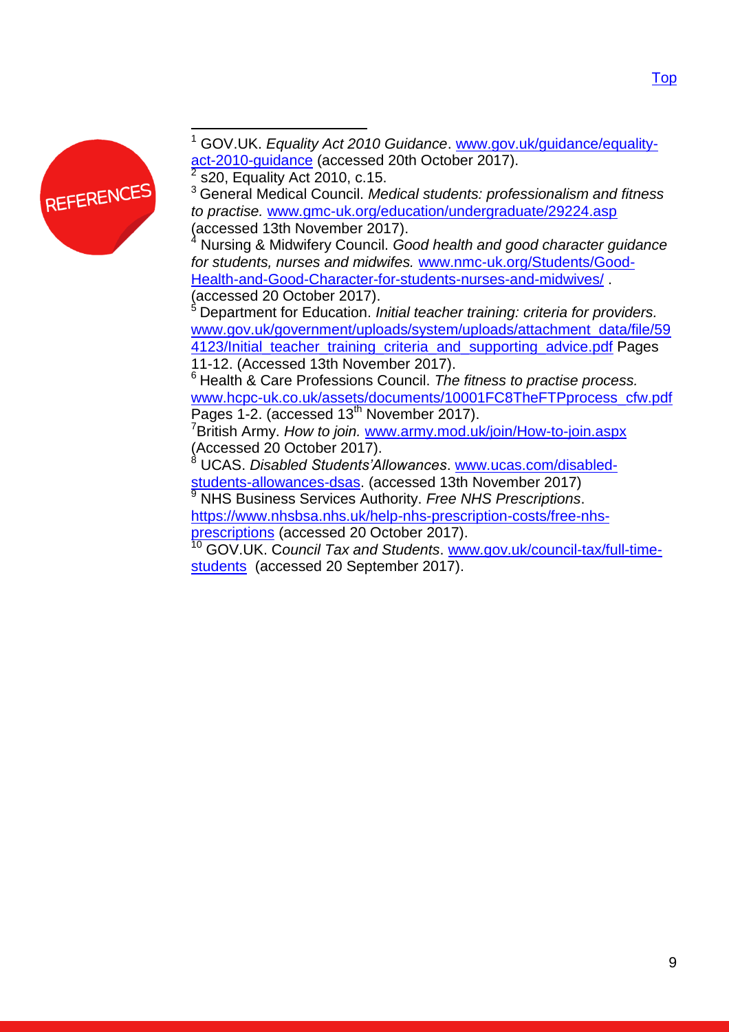# REFERENCES

[1] GOV.UK. *Equality Act 2010 Guidance*. www.gov.uk/guidance/equality-act-2010-guidance (accessed 20th October 2017).

[2] s20, Equality Act 2010, c.15.

[3] General Medical Council. *Medical students: professionalism and fitness to practise.* www.gmc-uk.org/education/undergraduate/29224.asp (accessed 13th November 2017).

[4] Nursing & Midwifery Council. *Good health and good character guidance for students, nurses and midwifes.* www.nmc-uk.org/Students/Good-Health-and-Good-Character-for-students-nurses-and-midwives/ . (accessed 20 October 2017).

[5] Department for Education. *Initial teacher training: criteria for providers.* www.gov.uk/government/uploads/system/uploads/attachment_data/file/594123/Initial_teacher_training_criteria_and_supporting_advice.pdf Pages 11-12. (Accessed 13th November 2017).

[6] Health & Care Professions Council. *The fitness to practise process.* www.hcpc-uk.co.uk/assets/documents/10001FC8TheFTPprocess_cfw.pdf Pages 1-2. (accessed 13th November 2017).

[7] British Army. *How to join.* www.army.mod.uk/join/How-to-join.aspx (Accessed 20 October 2017).

[8] UCAS. *Disabled Students'Allowances*. www.ucas.com/disabled-students-allowances-dsas. (accessed 13th November 2017)

[9] NHS Business Services Authority. *Free NHS Prescriptions*. https://www.nhsbsa.nhs.uk/help-nhs-prescription-costs/free-nhs-prescriptions (accessed 20 October 2017).

[10] GOV.UK. C*ouncil Tax and Students*. www.gov.uk/council-tax/full-time-students (accessed 20 September 2017).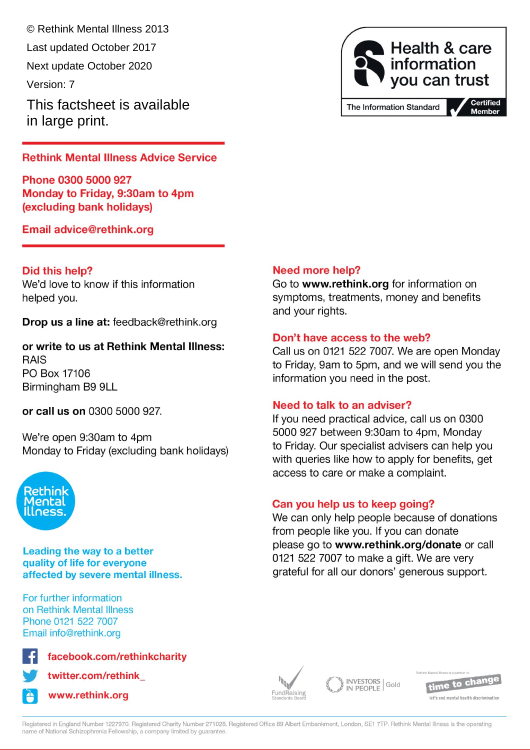© Rethink Mental Illness 2013

Last updated October 2017

Next update October 2020

Version: 7

This factsheet is available in large print.

Health & care information you can trust

The Information Standard Certified Member

**Rethink Mental Illness Advice Service**

**Phone 0300 5000 927**
**Monday to Friday, 9:30am to 4pm**
**(excluding bank holidays)**

**Email advice@rethink.org**

## Did this help?

We'd love to know if this information helped you.

**Drop us a line at:** feedback@rethink.org

**or write to us at Rethink Mental Illness:**
RAIS
PO Box 17106
Birmingham B9 9LL

**or call us on** 0300 5000 927.

We're open 9:30am to 4pm
Monday to Friday (excluding bank holidays)

Rethink Mental Illness.

**Leading the way to a better quality of life for everyone affected by severe mental illness.**

For further information on Rethink Mental Illness
Phone 0121 522 7007
Email info@rethink.org

facebook.com/rethinkcharity

twitter.com/rethink_

www.rethink.org

## Need more help?

Go to **www.rethink.org** for information on symptoms, treatments, money and benefits and your rights.

## Don't have access to the web?

Call us on 0121 522 7007. We are open Monday to Friday, 9am to 5pm, and we will send you the information you need in the post.

## Need to talk to an adviser?

If you need practical advice, call us on 0300 5000 927 between 9:30am to 4pm, Monday to Friday. Our specialist advisers can help you with queries like how to apply for benefits, get access to care or make a complaint.

## Can you help us to keep going?

We can only help people because of donations from people like you. If you can donate please go to **www.rethink.org/donate** or call 0121 522 7007 to make a gift. We are very grateful for all our donors' generous support.

FundRaising Standards Board

INVESTORS IN PEOPLE | Gold

Rethink Mental Illness is a partner in time to change — let's end mental health discrimination

Registered in England Number 1227970. Registered Charity Number 271028. Registered Office 89 Albert Embankment, London, SE1 7TP. Rethink Mental Illness is the operating name of National Schizophrenia Fellowship, a company limited by guarantee.